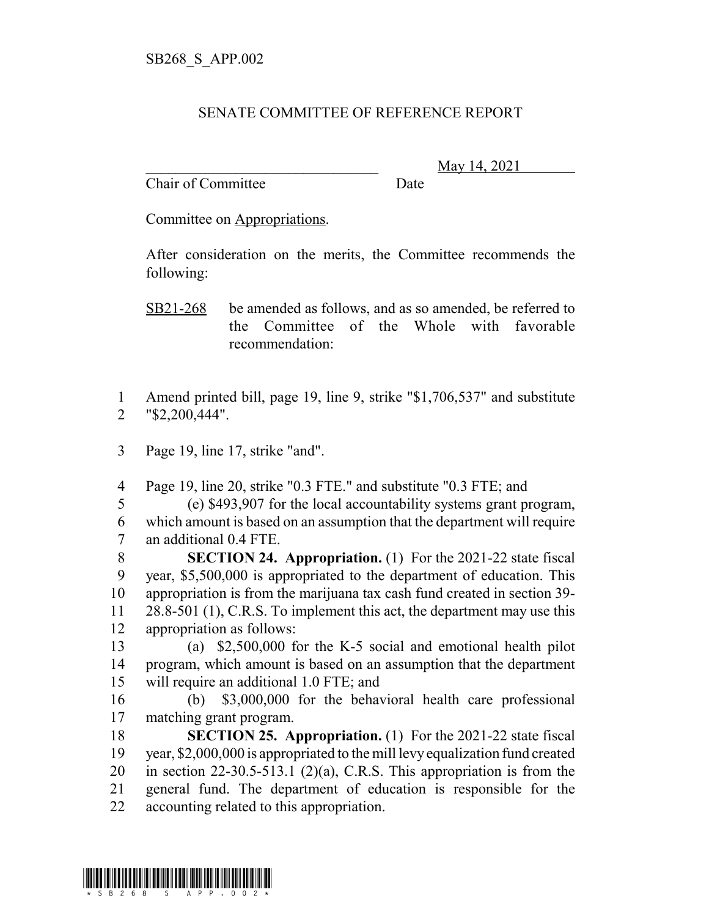SB268_S_APP.002

# SENATE COMMITTEE OF REFERENCE REPORT

________________________________ May 14, 2021
Chair of Committee Date

Committee on Appropriations.

After consideration on the merits, the Committee recommends the following:

SB21-268 be amended as follows, and as so amended, be referred to the Committee of the Whole with favorable recommendation:

1 Amend printed bill, page 19, line 9, strike "$1,706,537" and substitute
2 "$2,200,444".

3 Page 19, line 17, strike "and".

4 Page 19, line 20, strike "0.3 FTE." and substitute "0.3 FTE; and
5 (e) $493,907 for the local accountability systems grant program,
6 which amount is based on an assumption that the department will require
7 an additional 0.4 FTE.
8 **SECTION 24. Appropriation.** (1) For the 2021-22 state fiscal
9 year, $5,500,000 is appropriated to the department of education. This
10 appropriation is from the marijuana tax cash fund created in section 39-
11 28.8-501 (1), C.R.S. To implement this act, the department may use this
12 appropriation as follows:
13 (a) $2,500,000 for the K-5 social and emotional health pilot
14 program, which amount is based on an assumption that the department
15 will require an additional 1.0 FTE; and
16 (b) $3,000,000 for the behavioral health care professional
17 matching grant program.
18 **SECTION 25. Appropriation.** (1) For the 2021-22 state fiscal
19 year, $2,000,000 is appropriated to the mill levy equalization fund created
20 in section 22-30.5-513.1 (2)(a), C.R.S. This appropriation is from the
21 general fund. The department of education is responsible for the
22 accounting related to this appropriation.

\* SB268_S_APP.002 \*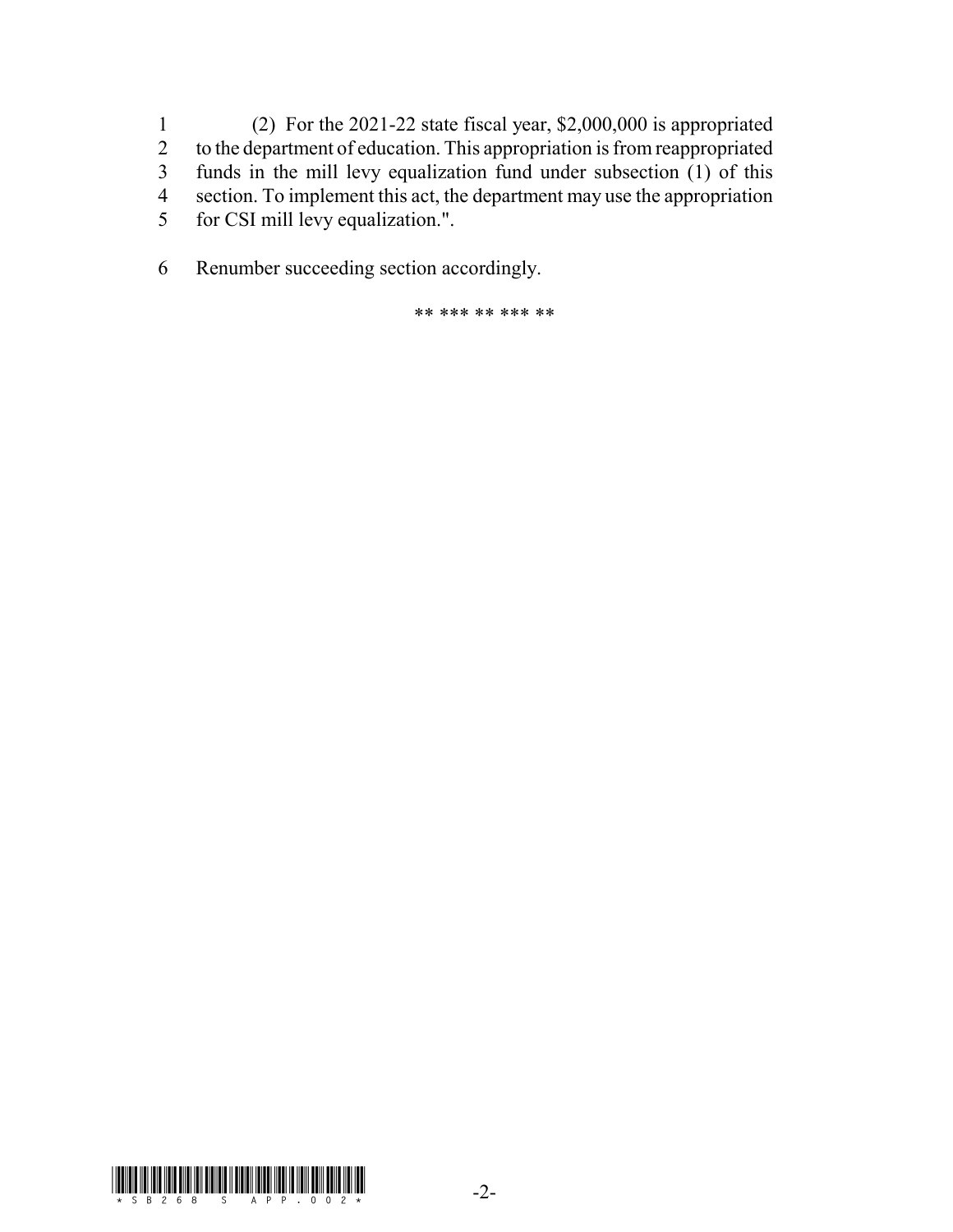1 (2) For the 2021-22 state fiscal year, $2,000,000 is appropriated
2 to the department of education. This appropriation is from reappropriated
3 funds in the mill levy equalization fund under subsection (1) of this
4 section. To implement this act, the department may use the appropriation
5 for CSI mill levy equalization.".

6 Renumber succeeding section accordingly.

** *** ** *** **